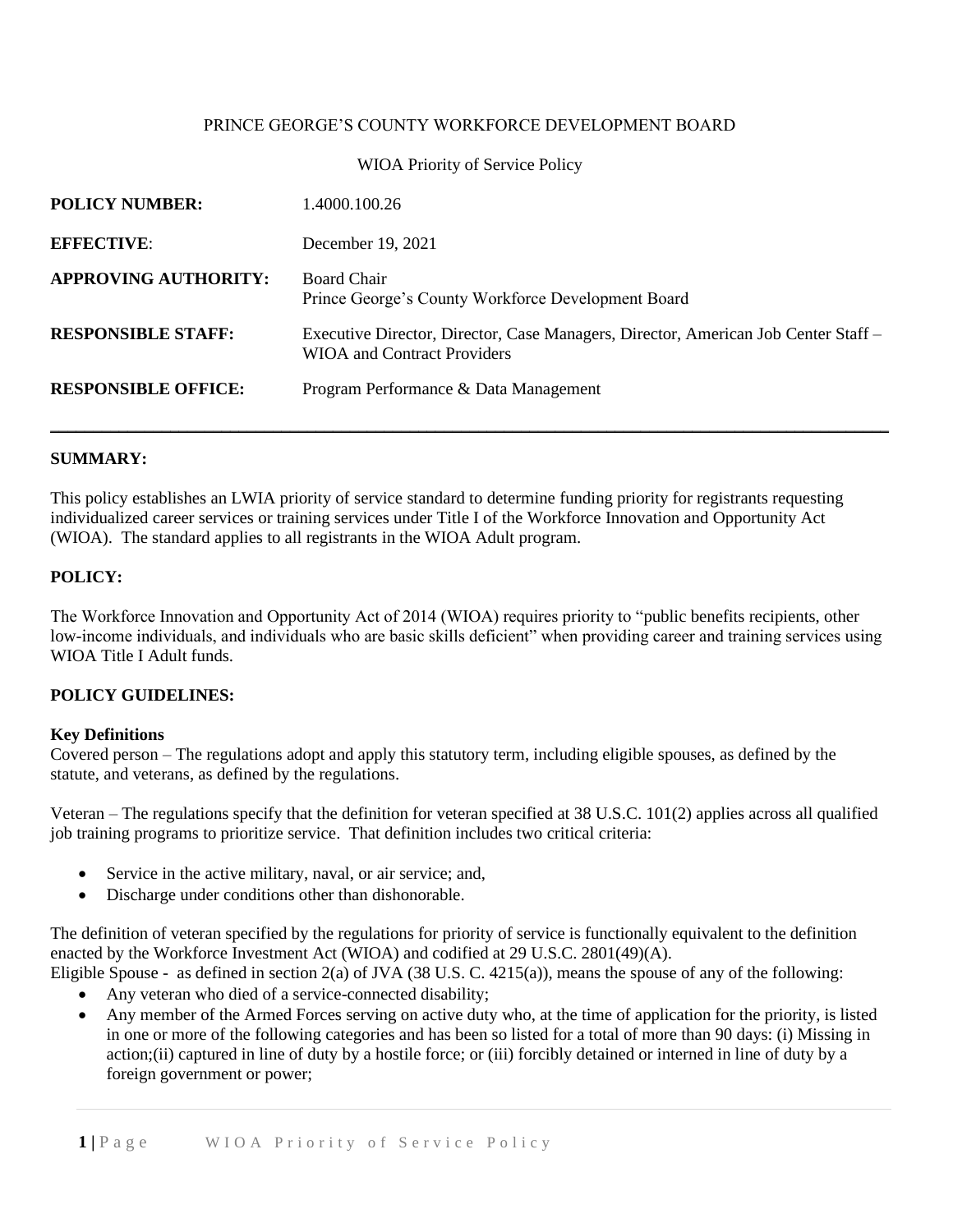PRINCE GEORGE'S COUNTY WORKFORCE DEVELOPMENT BOARD

WIOA Priority of Service Policy

| | |
|---|---|
| **POLICY NUMBER:** | 1.4000.100.26 |
| **EFFECTIVE**: | December 19, 2021 |
| **APPROVING AUTHORITY:** | Board Chair<br>Prince George's County Workforce Development Board |
| **RESPONSIBLE STAFF:** | Executive Director, Director, Case Managers, Director, American Job Center Staff – WIOA and Contract Providers |
| **RESPONSIBLE OFFICE:** | Program Performance & Data Management |

---

**SUMMARY:**

This policy establishes an LWIA priority of service standard to determine funding priority for registrants requesting individualized career services or training services under Title I of the Workforce Innovation and Opportunity Act (WIOA). The standard applies to all registrants in the WIOA Adult program.

**POLICY:**

The Workforce Innovation and Opportunity Act of 2014 (WIOA) requires priority to "public benefits recipients, other low-income individuals, and individuals who are basic skills deficient" when providing career and training services using WIOA Title I Adult funds.

**POLICY GUIDELINES:**

**Key Definitions**

Covered person – The regulations adopt and apply this statutory term, including eligible spouses, as defined by the statute, and veterans, as defined by the regulations.

Veteran – The regulations specify that the definition for veteran specified at 38 U.S.C. 101(2) applies across all qualified job training programs to prioritize service. That definition includes two critical criteria:

- Service in the active military, naval, or air service; and,
- Discharge under conditions other than dishonorable.

The definition of veteran specified by the regulations for priority of service is functionally equivalent to the definition enacted by the Workforce Investment Act (WIOA) and codified at 29 U.S.C. 2801(49)(A).

Eligible Spouse - as defined in section 2(a) of JVA (38 U.S. C. 4215(a)), means the spouse of any of the following:

- Any veteran who died of a service-connected disability;
- Any member of the Armed Forces serving on active duty who, at the time of application for the priority, is listed in one or more of the following categories and has been so listed for a total of more than 90 days: (i) Missing in action;(ii) captured in line of duty by a hostile force; or (iii) forcibly detained or interned in line of duty by a foreign government or power;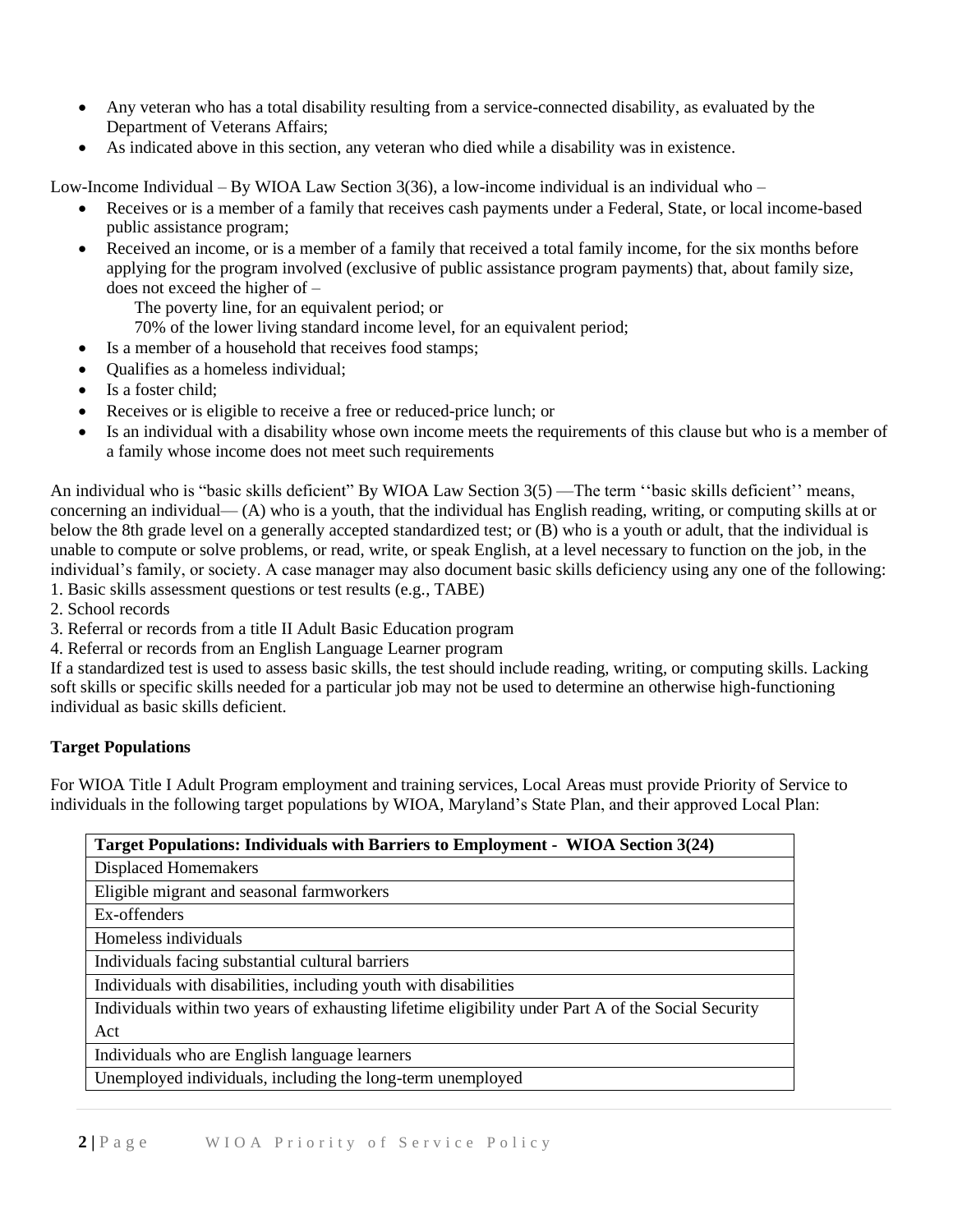- Any veteran who has a total disability resulting from a service-connected disability, as evaluated by the Department of Veterans Affairs;
- As indicated above in this section, any veteran who died while a disability was in existence.

Low-Income Individual – By WIOA Law Section 3(36), a low-income individual is an individual who –

- Receives or is a member of a family that receives cash payments under a Federal, State, or local income-based public assistance program;
- Received an income, or is a member of a family that received a total family income, for the six months before applying for the program involved (exclusive of public assistance program payments) that, about family size, does not exceed the higher of –
  - The poverty line, for an equivalent period; or
  - 70% of the lower living standard income level, for an equivalent period;
- Is a member of a household that receives food stamps;
- Qualifies as a homeless individual;
- Is a foster child;
- Receives or is eligible to receive a free or reduced-price lunch; or
- Is an individual with a disability whose own income meets the requirements of this clause but who is a member of a family whose income does not meet such requirements

An individual who is "basic skills deficient" By WIOA Law Section 3(5) —The term ''basic skills deficient'' means, concerning an individual— (A) who is a youth, that the individual has English reading, writing, or computing skills at or below the 8th grade level on a generally accepted standardized test; or (B) who is a youth or adult, that the individual is unable to compute or solve problems, or read, write, or speak English, at a level necessary to function on the job, in the individual's family, or society. A case manager may also document basic skills deficiency using any one of the following:

1. Basic skills assessment questions or test results (e.g., TABE)
2. School records
3. Referral or records from a title II Adult Basic Education program
4. Referral or records from an English Language Learner program

If a standardized test is used to assess basic skills, the test should include reading, writing, or computing skills. Lacking soft skills or specific skills needed for a particular job may not be used to determine an otherwise high-functioning individual as basic skills deficient.

**Target Populations**

For WIOA Title I Adult Program employment and training services, Local Areas must provide Priority of Service to individuals in the following target populations by WIOA, Maryland's State Plan, and their approved Local Plan:

| **Target Populations: Individuals with Barriers to Employment - WIOA Section 3(24)** |
|---|
| Displaced Homemakers |
| Eligible migrant and seasonal farmworkers |
| Ex-offenders |
| Homeless individuals |
| Individuals facing substantial cultural barriers |
| Individuals with disabilities, including youth with disabilities |
| Individuals within two years of exhausting lifetime eligibility under Part A of the Social Security Act |
| Individuals who are English language learners |
| Unemployed individuals, including the long-term unemployed |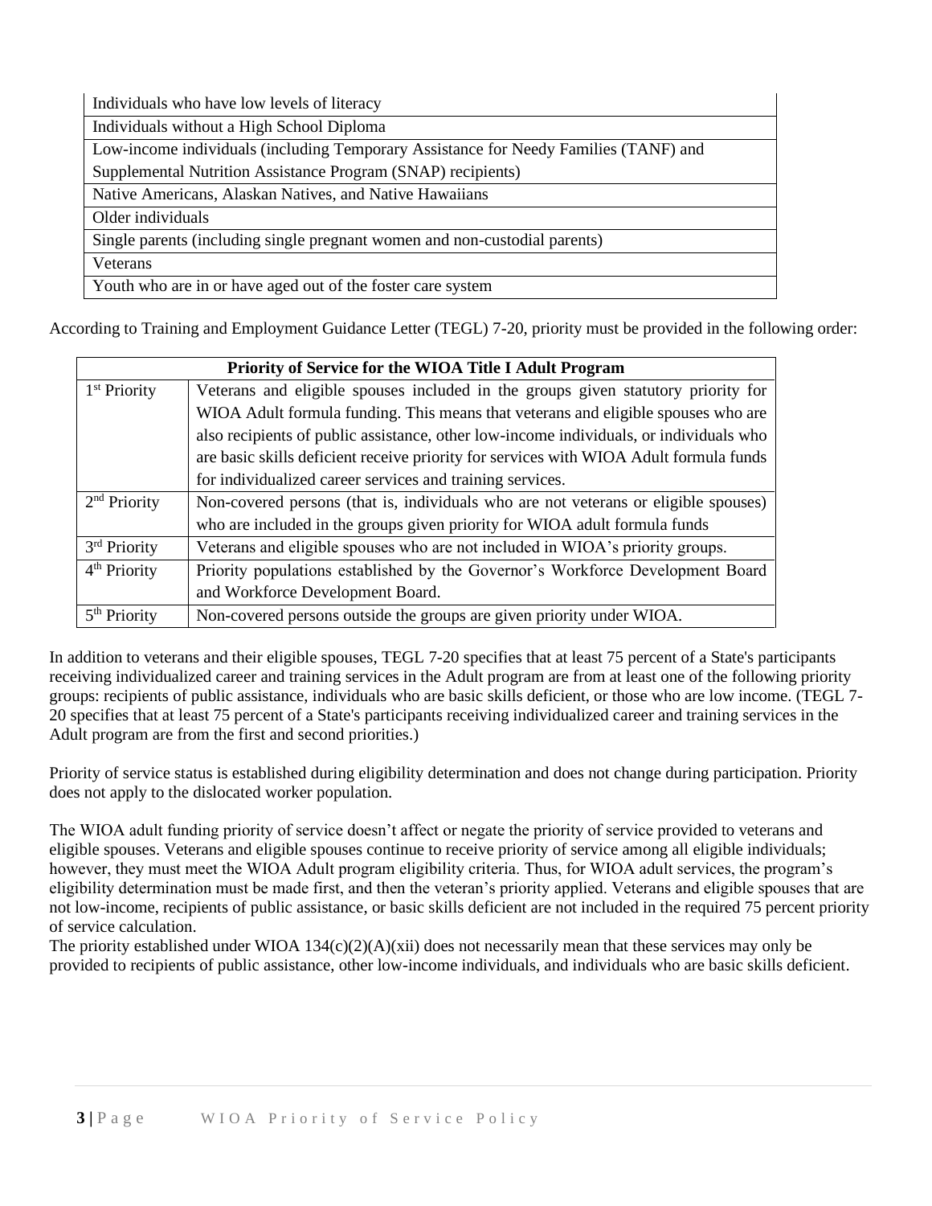| Individuals who have low levels of literacy |
|---|
| Individuals without a High School Diploma |
| Low-income individuals (including Temporary Assistance for Needy Families (TANF) and Supplemental Nutrition Assistance Program (SNAP) recipients) |
| Native Americans, Alaskan Natives, and Native Hawaiians |
| Older individuals |
| Single parents (including single pregnant women and non-custodial parents) |
| Veterans |
| Youth who are in or have aged out of the foster care system |

According to Training and Employment Guidance Letter (TEGL) 7-20, priority must be provided in the following order:

| Priority of Service for the WIOA Title I Adult Program | |
|---|---|
| 1st Priority | Veterans and eligible spouses included in the groups given statutory priority for WIOA Adult formula funding. This means that veterans and eligible spouses who are also recipients of public assistance, other low-income individuals, or individuals who are basic skills deficient receive priority for services with WIOA Adult formula funds for individualized career services and training services. |
| 2nd Priority | Non-covered persons (that is, individuals who are not veterans or eligible spouses) who are included in the groups given priority for WIOA adult formula funds |
| 3rd Priority | Veterans and eligible spouses who are not included in WIOA's priority groups. |
| 4th Priority | Priority populations established by the Governor's Workforce Development Board and Workforce Development Board. |
| 5th Priority | Non-covered persons outside the groups are given priority under WIOA. |

In addition to veterans and their eligible spouses, TEGL 7-20 specifies that at least 75 percent of a State's participants receiving individualized career and training services in the Adult program are from at least one of the following priority groups: recipients of public assistance, individuals who are basic skills deficient, or those who are low income. (TEGL 7-20 specifies that at least 75 percent of a State's participants receiving individualized career and training services in the Adult program are from the first and second priorities.)

Priority of service status is established during eligibility determination and does not change during participation. Priority does not apply to the dislocated worker population.

The WIOA adult funding priority of service doesn't affect or negate the priority of service provided to veterans and eligible spouses. Veterans and eligible spouses continue to receive priority of service among all eligible individuals; however, they must meet the WIOA Adult program eligibility criteria. Thus, for WIOA adult services, the program's eligibility determination must be made first, and then the veteran's priority applied. Veterans and eligible spouses that are not low-income, recipients of public assistance, or basic skills deficient are not included in the required 75 percent priority of service calculation.

The priority established under WIOA 134(c)(2)(A)(xii) does not necessarily mean that these services may only be provided to recipients of public assistance, other low-income individuals, and individuals who are basic skills deficient.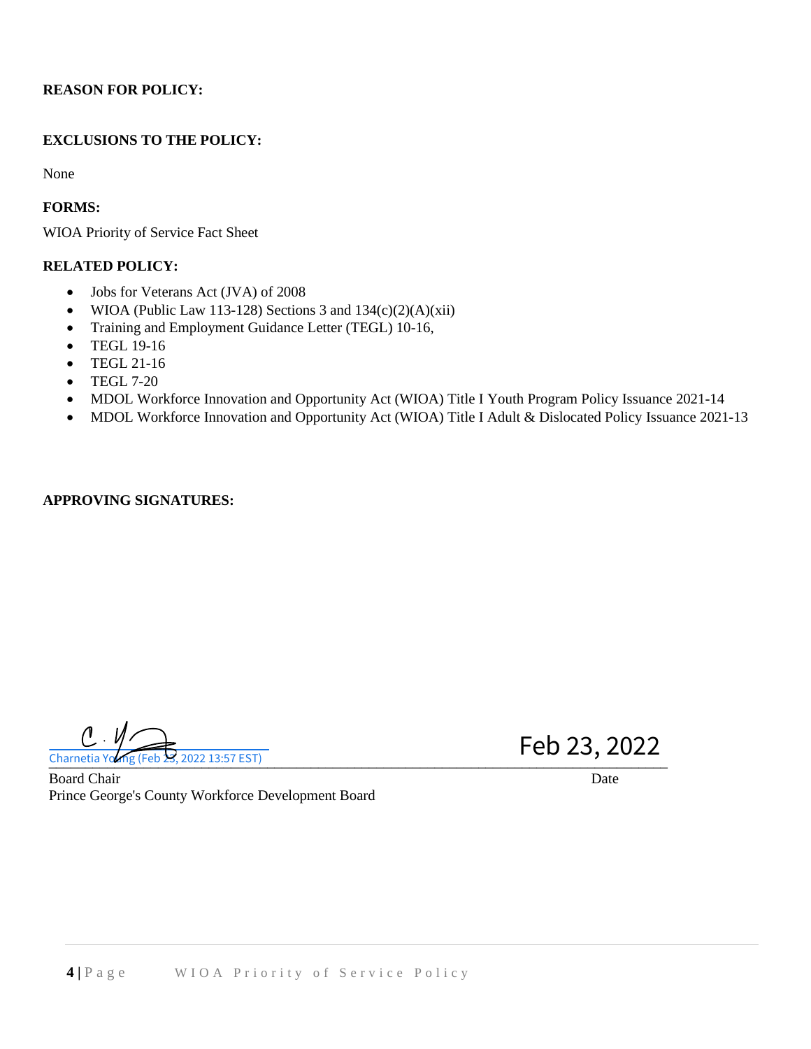**REASON FOR POLICY:**

**EXCLUSIONS TO THE POLICY:**

None

**FORMS:**

WIOA Priority of Service Fact Sheet

**RELATED POLICY:**

- Jobs for Veterans Act (JVA) of 2008
- WIOA (Public Law 113-128) Sections 3 and 134(c)(2)(A)(xii)
- Training and Employment Guidance Letter (TEGL) 10-16,
- TEGL 19-16
- TEGL 21-16
- TEGL 7-20
- MDOL Workforce Innovation and Opportunity Act (WIOA) Title I Youth Program Policy Issuance 2021-14
- MDOL Workforce Innovation and Opportunity Act (WIOA) Title I Adult & Dislocated Policy Issuance 2021-13

**APPROVING SIGNATURES:**

Charnetia Young (Feb 23, 2022 13:57 EST) Feb 23, 2022

Board Chair Date
Prince George's County Workforce Development Board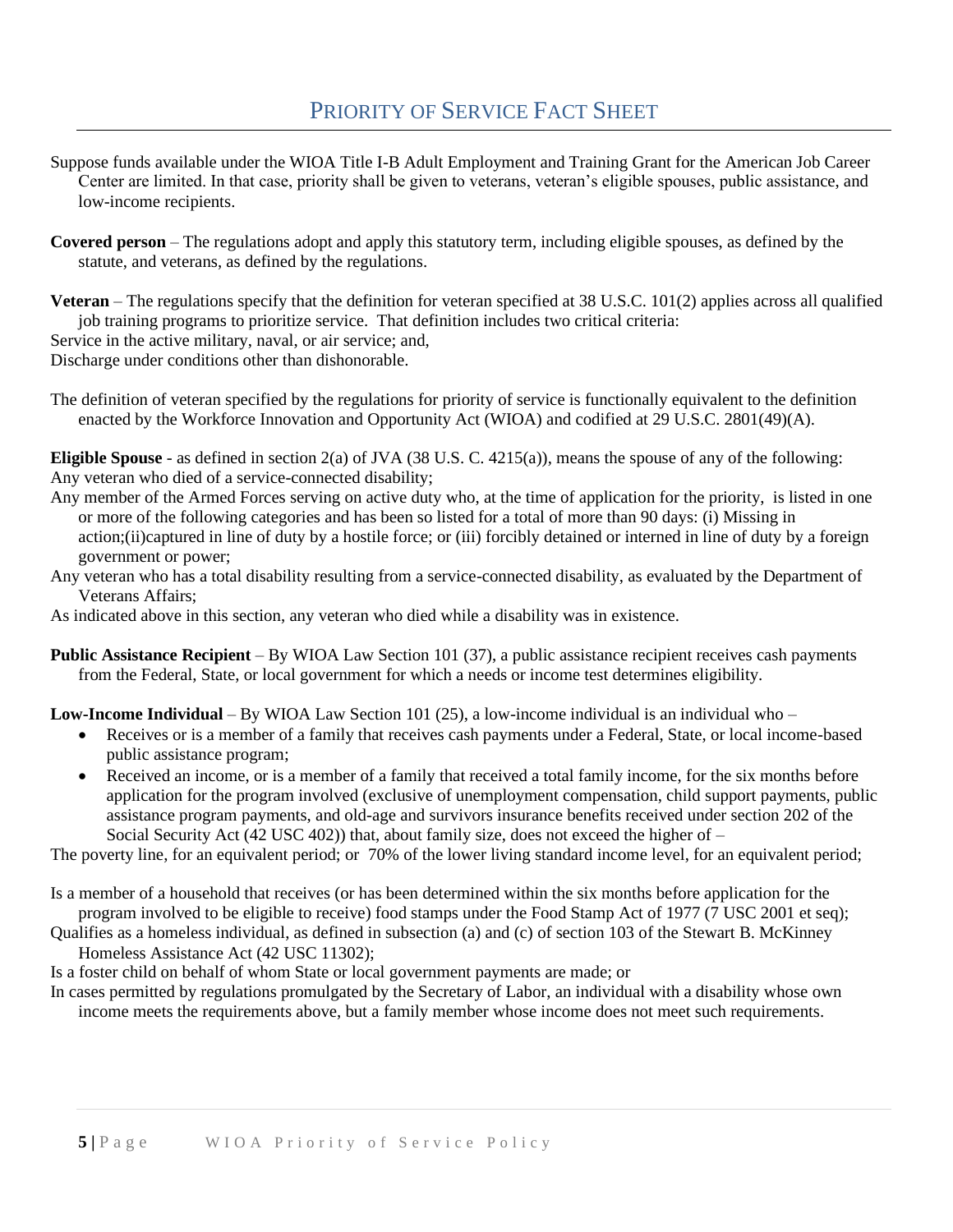# PRIORITY OF SERVICE FACT SHEET

Suppose funds available under the WIOA Title I-B Adult Employment and Training Grant for the American Job Career Center are limited. In that case, priority shall be given to veterans, veteran's eligible spouses, public assistance, and low-income recipients.

**Covered person** – The regulations adopt and apply this statutory term, including eligible spouses, as defined by the statute, and veterans, as defined by the regulations.

**Veteran** – The regulations specify that the definition for veteran specified at 38 U.S.C. 101(2) applies across all qualified job training programs to prioritize service. That definition includes two critical criteria:

Service in the active military, naval, or air service; and,

Discharge under conditions other than dishonorable.

The definition of veteran specified by the regulations for priority of service is functionally equivalent to the definition enacted by the Workforce Innovation and Opportunity Act (WIOA) and codified at 29 U.S.C. 2801(49)(A).

**Eligible Spouse** - as defined in section 2(a) of JVA (38 U.S. C. 4215(a)), means the spouse of any of the following:

Any veteran who died of a service-connected disability;

Any member of the Armed Forces serving on active duty who, at the time of application for the priority, is listed in one or more of the following categories and has been so listed for a total of more than 90 days: (i) Missing in action;(ii)captured in line of duty by a hostile force; or (iii) forcibly detained or interned in line of duty by a foreign government or power;

Any veteran who has a total disability resulting from a service-connected disability, as evaluated by the Department of Veterans Affairs;

As indicated above in this section, any veteran who died while a disability was in existence.

**Public Assistance Recipient** – By WIOA Law Section 101 (37), a public assistance recipient receives cash payments from the Federal, State, or local government for which a needs or income test determines eligibility.

**Low-Income Individual** – By WIOA Law Section 101 (25), a low-income individual is an individual who –

- Receives or is a member of a family that receives cash payments under a Federal, State, or local income-based public assistance program;
- Received an income, or is a member of a family that received a total family income, for the six months before application for the program involved (exclusive of unemployment compensation, child support payments, public assistance program payments, and old-age and survivors insurance benefits received under section 202 of the Social Security Act (42 USC 402)) that, about family size, does not exceed the higher of –

The poverty line, for an equivalent period; or 70% of the lower living standard income level, for an equivalent period;

Is a member of a household that receives (or has been determined within the six months before application for the program involved to be eligible to receive) food stamps under the Food Stamp Act of 1977 (7 USC 2001 et seq);

Qualifies as a homeless individual, as defined in subsection (a) and (c) of section 103 of the Stewart B. McKinney Homeless Assistance Act (42 USC 11302);

Is a foster child on behalf of whom State or local government payments are made; or

In cases permitted by regulations promulgated by the Secretary of Labor, an individual with a disability whose own income meets the requirements above, but a family member whose income does not meet such requirements.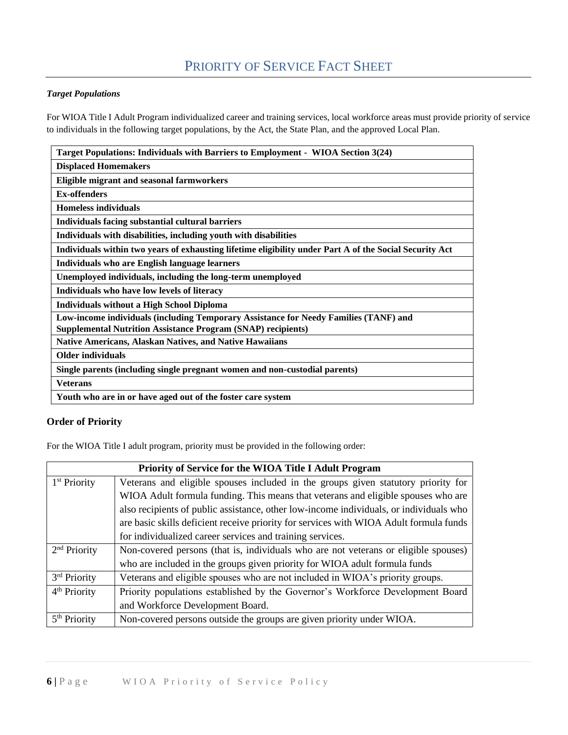# PRIORITY OF SERVICE FACT SHEET

***Target Populations***

For WIOA Title I Adult Program individualized career and training services, local workforce areas must provide priority of service to individuals in the following target populations, by the Act, the State Plan, and the approved Local Plan.

| **Target Populations: Individuals with Barriers to Employment - WIOA Section 3(24)** |
|---|
| **Displaced Homemakers** |
| **Eligible migrant and seasonal farmworkers** |
| **Ex-offenders** |
| **Homeless individuals** |
| **Individuals facing substantial cultural barriers** |
| **Individuals with disabilities, including youth with disabilities** |
| **Individuals within two years of exhausting lifetime eligibility under Part A of the Social Security Act** |
| **Individuals who are English language learners** |
| **Unemployed individuals, including the long-term unemployed** |
| **Individuals who have low levels of literacy** |
| **Individuals without a High School Diploma** |
| **Low-income individuals (including Temporary Assistance for Needy Families (TANF) and Supplemental Nutrition Assistance Program (SNAP) recipients)** |
| **Native Americans, Alaskan Natives, and Native Hawaiians** |
| **Older individuals** |
| **Single parents (including single pregnant women and non-custodial parents)** |
| **Veterans** |
| **Youth who are in or have aged out of the foster care system** |

### Order of Priority

For the WIOA Title I adult program, priority must be provided in the following order:

| **Priority of Service for the WIOA Title I Adult Program** | |
|---|---|
| 1st Priority | Veterans and eligible spouses included in the groups given statutory priority for WIOA Adult formula funding. This means that veterans and eligible spouses who are also recipients of public assistance, other low-income individuals, or individuals who are basic skills deficient receive priority for services with WIOA Adult formula funds for individualized career services and training services. |
| 2nd Priority | Non-covered persons (that is, individuals who are not veterans or eligible spouses) who are included in the groups given priority for WIOA adult formula funds |
| 3rd Priority | Veterans and eligible spouses who are not included in WIOA's priority groups. |
| 4th Priority | Priority populations established by the Governor's Workforce Development Board and Workforce Development Board. |
| 5th Priority | Non-covered persons outside the groups are given priority under WIOA. |